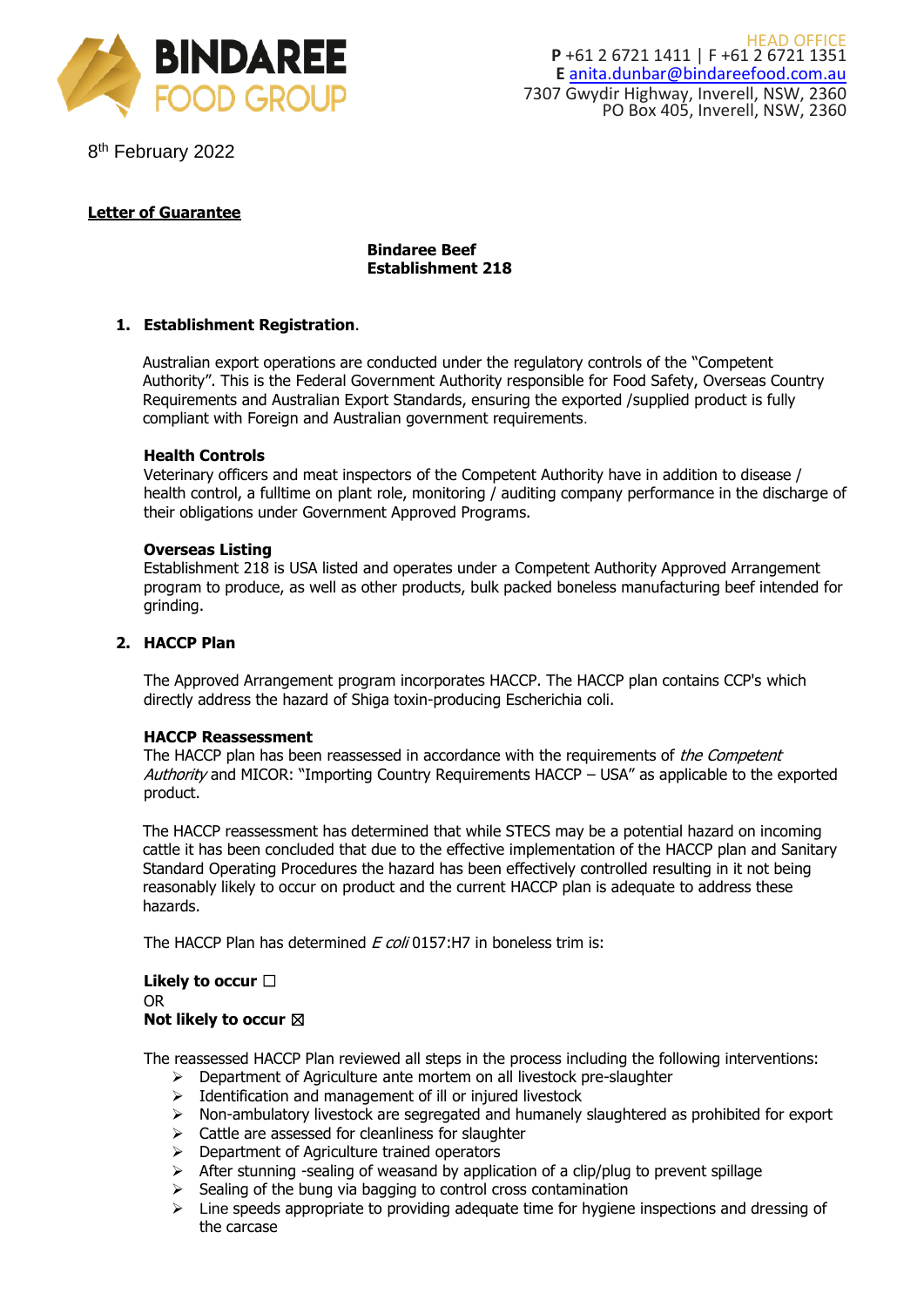**BINDAREE FOOD GROUP**

HEAD OFFICE
**P** +61 2 6721 1411 | F +61 2 6721 1351
**E** anita.dunbar@bindareefood.com.au
7307 Gwydir Highway, Inverell, NSW, 2360
PO Box 405, Inverell, NSW, 2360

8th February 2022

**Letter of Guarantee**

**Bindaree Beef**
**Establishment 218**

1. **Establishment Registration**.

   Australian export operations are conducted under the regulatory controls of the "Competent Authority". This is the Federal Government Authority responsible for Food Safety, Overseas Country Requirements and Australian Export Standards, ensuring the exported /supplied product is fully compliant with Foreign and Australian government requirements.

   **Health Controls**
   Veterinary officers and meat inspectors of the Competent Authority have in addition to disease / health control, a fulltime on plant role, monitoring / auditing company performance in the discharge of their obligations under Government Approved Programs.

   **Overseas Listing**
   Establishment 218 is USA listed and operates under a Competent Authority Approved Arrangement program to produce, as well as other products, bulk packed boneless manufacturing beef intended for grinding.

2. **HACCP Plan**

   The Approved Arrangement program incorporates HACCP. The HACCP plan contains CCP's which directly address the hazard of Shiga toxin-producing Escherichia coli.

   **HACCP Reassessment**
   The HACCP plan has been reassessed in accordance with the requirements of *the Competent Authority* and MICOR: "Importing Country Requirements HACCP – USA" as applicable to the exported product.

   The HACCP reassessment has determined that while STECS may be a potential hazard on incoming cattle it has been concluded that due to the effective implementation of the HACCP plan and Sanitary Standard Operating Procedures the hazard has been effectively controlled resulting in it not being reasonably likely to occur on product and the current HACCP plan is adequate to address these hazards.

   The HACCP Plan has determined *E coli* 0157:H7 in boneless trim is:

   **Likely to occur** ☐
   OR
   **Not likely to occur** ☒

   The reassessed HACCP Plan reviewed all steps in the process including the following interventions:
   - Department of Agriculture ante mortem on all livestock pre-slaughter
   - Identification and management of ill or injured livestock
   - Non-ambulatory livestock are segregated and humanely slaughtered as prohibited for export
   - Cattle are assessed for cleanliness for slaughter
   - Department of Agriculture trained operators
   - After stunning -sealing of weasand by application of a clip/plug to prevent spillage
   - Sealing of the bung via bagging to control cross contamination
   - Line speeds appropriate to providing adequate time for hygiene inspections and dressing of the carcase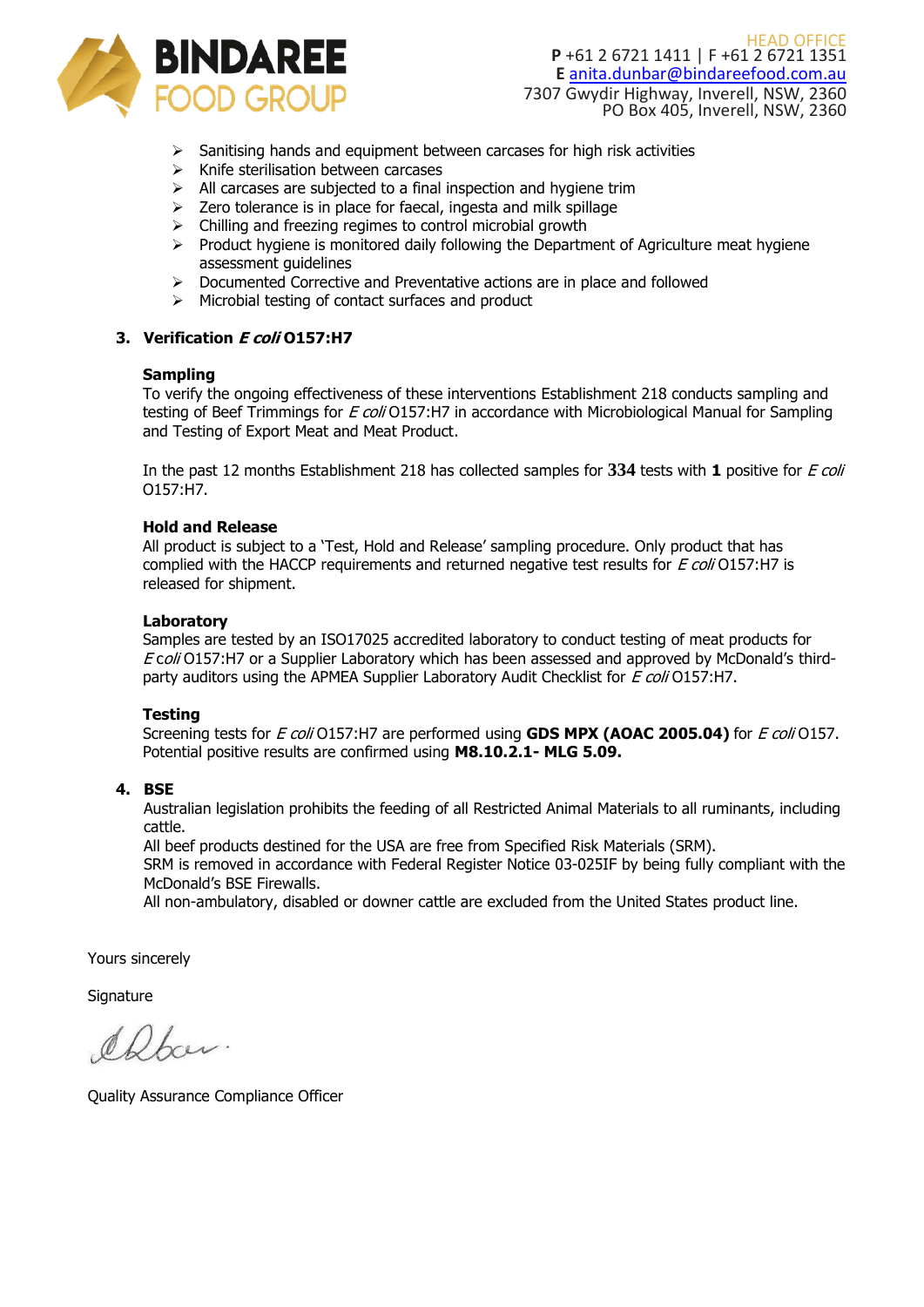- Sanitising hands and equipment between carcases for high risk activities
- Knife sterilisation between carcases
- All carcases are subjected to a final inspection and hygiene trim
- Zero tolerance is in place for faecal, ingesta and milk spillage
- Chilling and freezing regimes to control microbial growth
- Product hygiene is monitored daily following the Department of Agriculture meat hygiene assessment guidelines
- Documented Corrective and Preventative actions are in place and followed
- Microbial testing of contact surfaces and product

### 3. Verification *E coli* O157:H7

**Sampling**

To verify the ongoing effectiveness of these interventions Establishment 218 conducts sampling and testing of Beef Trimmings for *E coli* O157:H7 in accordance with Microbiological Manual for Sampling and Testing of Export Meat and Meat Product.

In the past 12 months Establishment 218 has collected samples for **334** tests with **1** positive for *E coli* O157:H7.

**Hold and Release**

All product is subject to a 'Test, Hold and Release' sampling procedure. Only product that has complied with the HACCP requirements and returned negative test results for *E coli* O157:H7 is released for shipment.

**Laboratory**

Samples are tested by an ISO17025 accredited laboratory to conduct testing of meat products for *E coli* O157:H7 or a Supplier Laboratory which has been assessed and approved by McDonald's third-party auditors using the APMEA Supplier Laboratory Audit Checklist for *E coli* O157:H7.

**Testing**

Screening tests for *E coli* O157:H7 are performed using **GDS MPX (AOAC 2005.04)** for *E coli* O157. Potential positive results are confirmed using **M8.10.2.1- MLG 5.09.**

### 4. BSE

Australian legislation prohibits the feeding of all Restricted Animal Materials to all ruminants, including cattle.
All beef products destined for the USA are free from Specified Risk Materials (SRM).
SRM is removed in accordance with Federal Register Notice 03-025IF by being fully compliant with the McDonald's BSE Firewalls.
All non-ambulatory, disabled or downer cattle are excluded from the United States product line.

Yours sincerely

Signature

Quality Assurance Compliance Officer